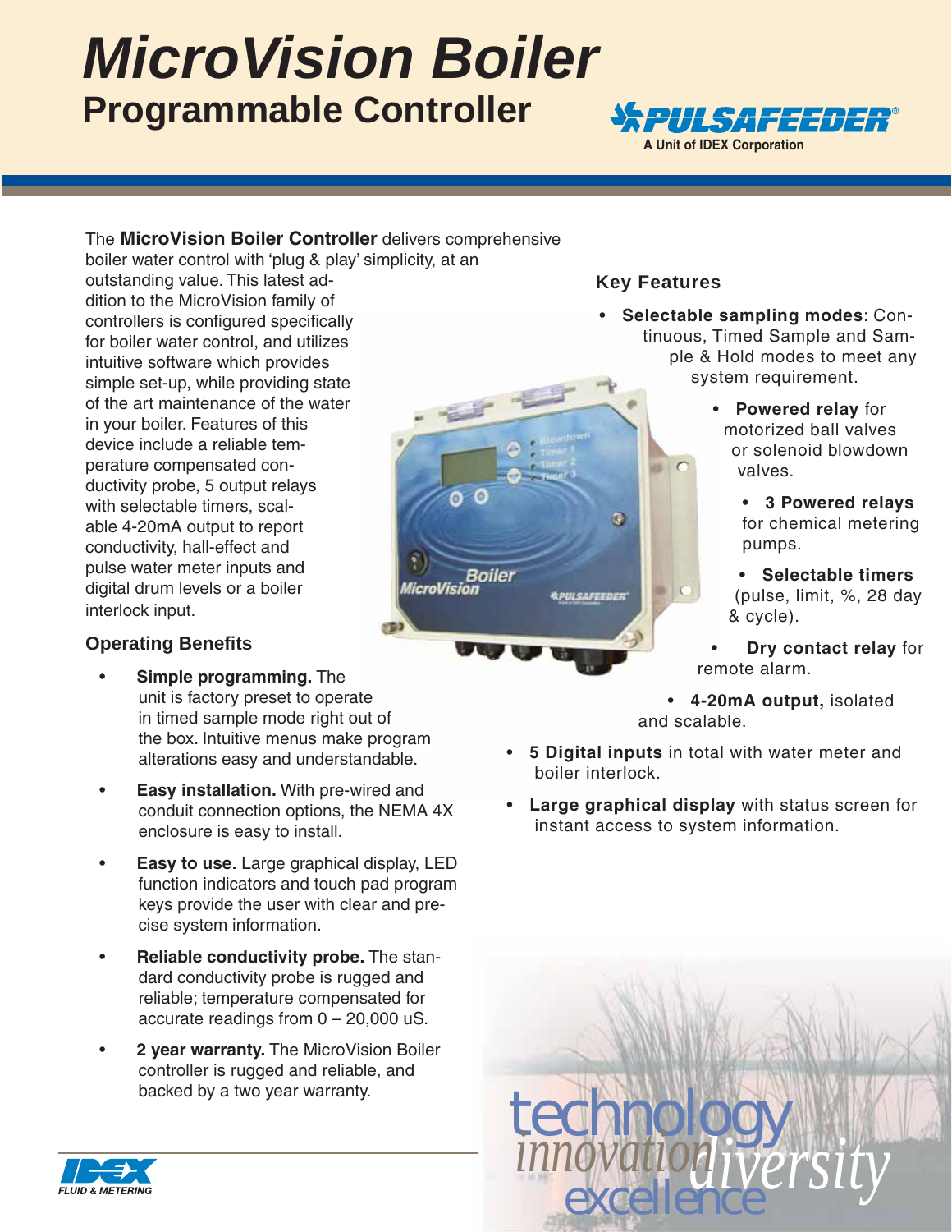# MicroVision Boiler

## Programmable Controller

PULSAFEEDER®
A Unit of IDEX Corporation

The **MicroVision Boiler Controller** delivers comprehensive boiler water control with 'plug & play' simplicity, at an outstanding value. This latest addition to the MicroVision family of controllers is configured specifically for boiler water control, and utilizes intuitive software which provides simple set-up, while providing state of the art maintenance of the water in your boiler. Features of this device include a reliable temperature compensated conductivity probe, 5 output relays with selectable timers, scalable 4-20mA output to report conductivity, hall-effect and pulse water meter inputs and digital drum levels or a boiler interlock input.

### Operating Benefits

- **Simple programming.** The unit is factory preset to operate in timed sample mode right out of the box. Intuitive menus make program alterations easy and understandable.
- **Easy installation.** With pre-wired and conduit connection options, the NEMA 4X enclosure is easy to install.
- **Easy to use.** Large graphical display, LED function indicators and touch pad program keys provide the user with clear and precise system information.
- **Reliable conductivity probe.** The standard conductivity probe is rugged and reliable; temperature compensated for accurate readings from 0 – 20,000 uS.
- **2 year warranty.** The MicroVision Boiler controller is rugged and reliable, and backed by a two year warranty.

### Key Features

- **Selectable sampling modes**: Continuous, Timed Sample and Sample & Hold modes to meet any system requirement.
- **Powered relay** for motorized ball valves or solenoid blowdown valves.
- **3 Powered relays** for chemical metering pumps.
- **Selectable timers** (pulse, limit, %, 28 day & cycle).
- **Dry contact relay** for remote alarm.
- **4-20mA output,** isolated and scalable.
- **5 Digital inputs** in total with water meter and boiler interlock.
- **Large graphical display** with status screen for instant access to system information.

IDEX FLUID & METERING

technology innovation diversity excellence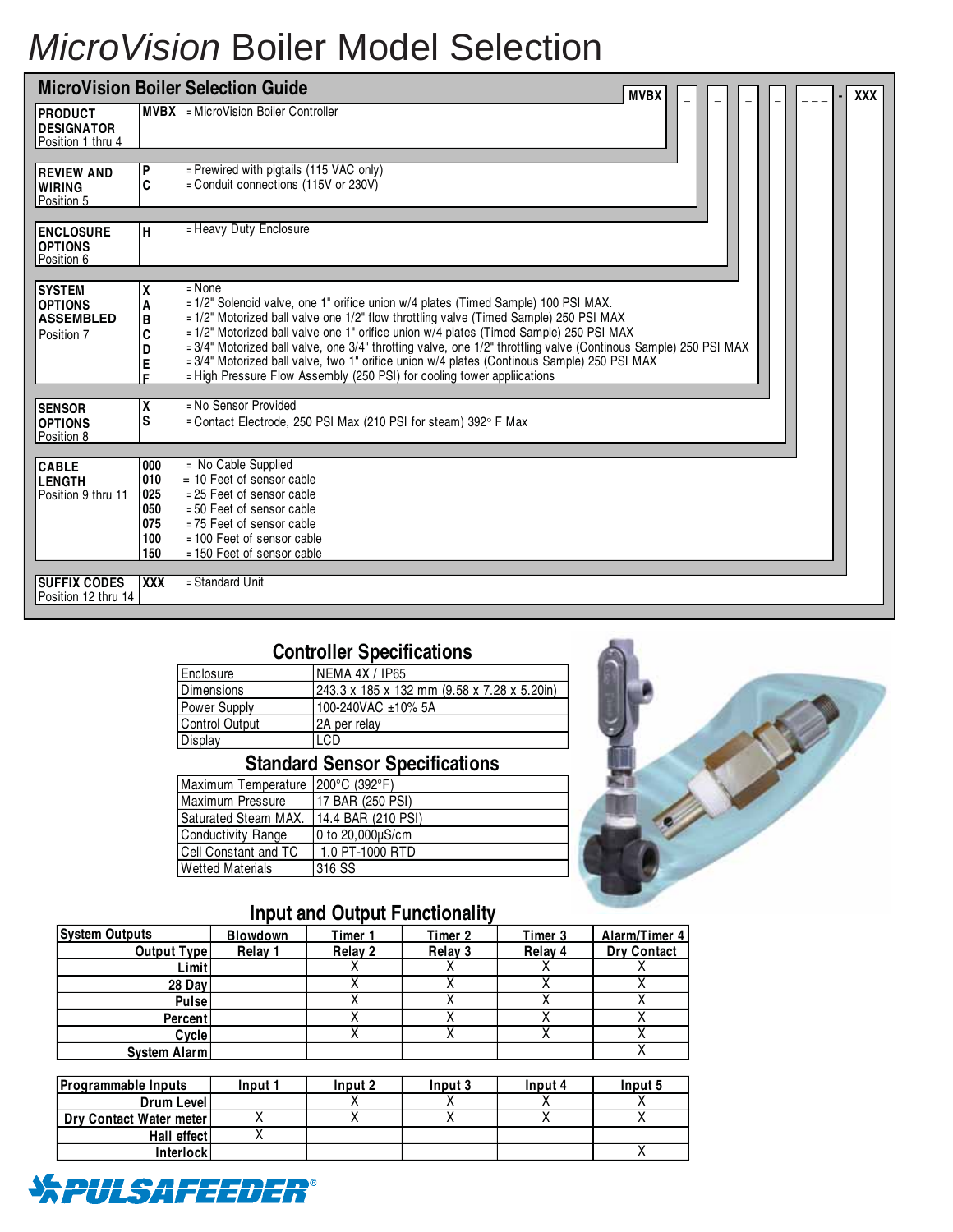# *MicroVision* Boiler Model Selection

## MicroVision Boiler Selection Guide

MVBX _ _ _ _ _ _ _ - XXX

| | | |
|---|---|---|
| **PRODUCT DESIGNATOR** Position 1 thru 4 | **MVBX** | = MicroVision Boiler Controller |
| **REVIEW AND WIRING** Position 5 | **P** | = Prewired with pigtails (115 VAC only) |
| | **C** | = Conduit connections (115V or 230V) |
| **ENCLOSURE OPTIONS** Position 6 | **H** | = Heavy Duty Enclosure |
| **SYSTEM OPTIONS ASSEMBLED** Position 7 | **X** | = None |
| | **A** | = 1/2" Solenoid valve, one 1" orifice union w/4 plates (Timed Sample) 100 PSI MAX. |
| | **B** | = 1/2" Motorized ball valve one 1/2" flow throttling valve (Timed Sample) 250 PSI MAX |
| | **C** | = 1/2" Motorized ball valve one 1" orifice union w/4 plates (Timed Sample) 250 PSI MAX |
| | **D** | = 3/4" Motorized ball valve, one 3/4" throtting valve, one 1/2" throttling valve (Continous Sample) 250 PSI MAX |
| | **E** | = 3/4" Motorized ball valve, two 1" orifice union w/4 plates (Continous Sample) 250 PSI MAX |
| | **F** | = High Pressure Flow Assembly (250 PSI) for cooling tower applications |
| **SENSOR OPTIONS** Position 8 | **X** | = No Sensor Provided |
| | **S** | = Contact Electrode, 250 PSI Max (210 PSI for steam) 392° F Max |
| **CABLE LENGTH** Position 9 thru 11 | **000** | = No Cable Supplied |
| | **010** | = 10 Feet of sensor cable |
| | **025** | = 25 Feet of sensor cable |
| | **050** | = 50 Feet of sensor cable |
| | **075** | = 75 Feet of sensor cable |
| | **100** | = 100 Feet of sensor cable |
| | **150** | = 150 Feet of sensor cable |
| **SUFFIX CODES** Position 12 thru 14 | **XXX** | = Standard Unit |

## Controller Specifications

| | |
|---|---|
| Enclosure | NEMA 4X / IP65 |
| Dimensions | 243.3 x 185 x 132 mm (9.58 x 7.28 x 5.20in) |
| Power Supply | 100-240VAC ±10% 5A |
| Control Output | 2A per relay |
| Display | LCD |

## Standard Sensor Specifications

| | |
|---|---|
| Maximum Temperature | 200°C (392°F) |
| Maximum Pressure | 17 BAR (250 PSI) |
| Saturated Steam MAX. | 14.4 BAR (210 PSI) |
| Conductivity Range | 0 to 20,000µS/cm |
| Cell Constant and TC | 1.0 PT-1000 RTD |
| Wetted Materials | 316 SS |

## Input and Output Functionality

| System Outputs | Blowdown | Timer 1 | Timer 2 | Timer 3 | Alarm/Timer 4 |
|---|---|---|---|---|---|
| Output Type | Relay 1 | Relay 2 | Relay 3 | Relay 4 | Dry Contact |
| Limit | | X | X | X | X |
| 28 Day | | X | X | X | X |
| Pulse | | X | X | X | X |
| Percent | | X | X | X | X |
| Cycle | | X | X | X | X |
| System Alarm | | | | | X |

| Programmable Inputs | Input 1 | Input 2 | Input 3 | Input 4 | Input 5 |
|---|---|---|---|---|---|
| Drum Level | | X | X | X | X |
| Dry Contact Water meter | X | X | X | X | X |
| Hall effect | X | | | | |
| Interlock | | | | | X |

PULSAFEEDER®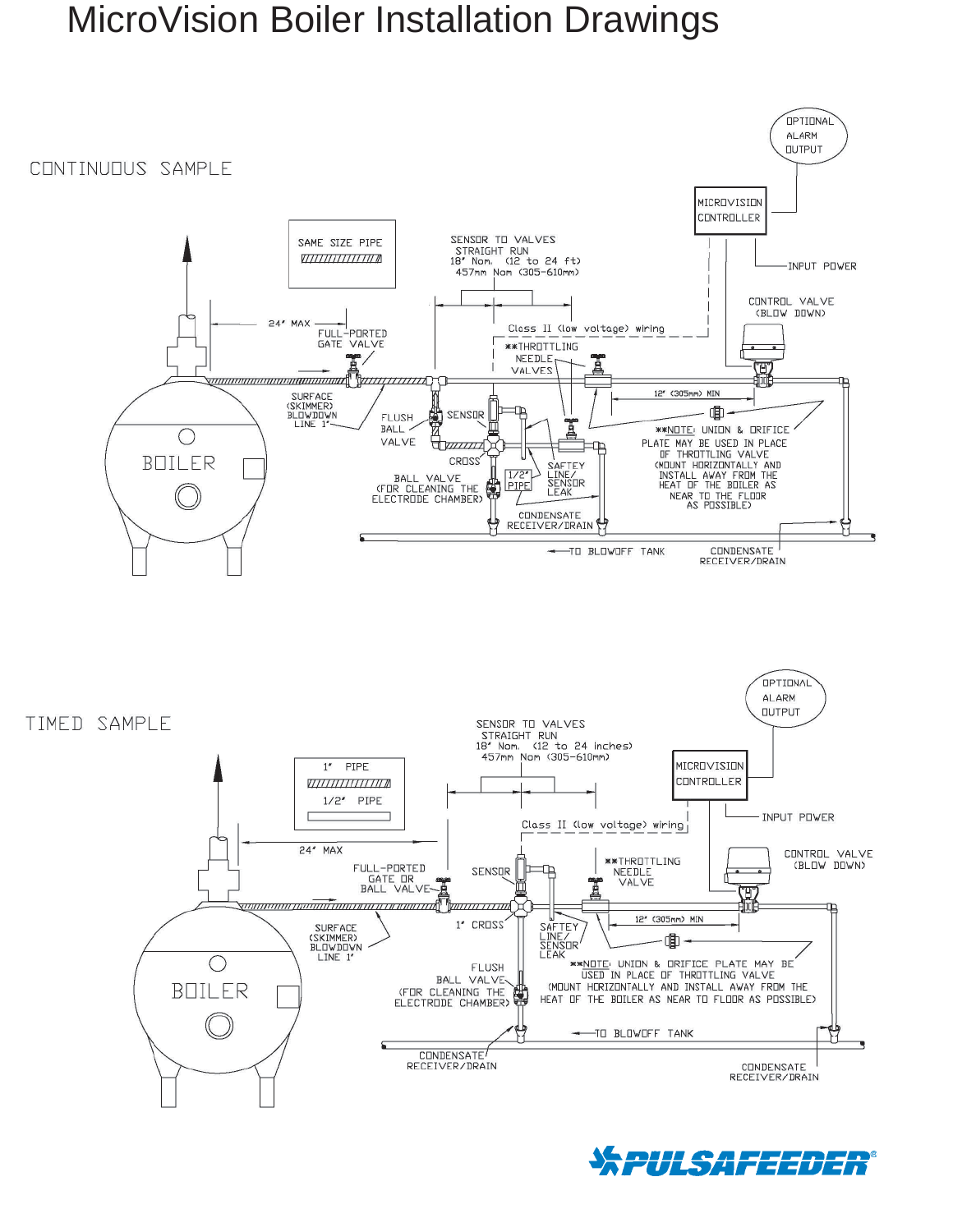# MicroVision Boiler Installation Drawings

## CONTINUOUS SAMPLE

OPTIONAL ALARM OUTPUT

MICROVISION CONTROLLER

INPUT POWER

SAME SIZE PIPE

SENSOR TO VALVES STRAIGHT RUN 18" Nom. (12 to 24 ft) 457mm Nom (305-610mm)

CONTROL VALVE (BLOW DOWN)

24" MAX

FULL-PORTED GATE VALVE

Class II (low voltage) wiring

**THROTTLING NEEDLE VALVES

12" (305mm) MIN

SURFACE (SKIMMER) BLOWDOWN LINE 1"

FLUSH BALL VALVE

SENSOR

**NOTE: UNION & ORIFICE PLATE MAY BE USED IN PLACE OF THROTTLING VALVE (MOUNT HORIZONTALLY AND INSTALL AWAY FROM THE HEAT OF THE BOILER AS NEAR TO THE FLOOR AS POSSIBLE)

BOILER

CROSS

SAFTEY LINE/ SENSOR LEAK

1/2" PIPE

BALL VALVE (FOR CLEANING THE ELECTRODE CHAMBER)

CONDENSATE RECEIVER/DRAIN

TO BLOWOFF TANK

CONDENSATE RECEIVER/DRAIN

## TIMED SAMPLE

OPTIONAL ALARM OUTPUT

SENSOR TO VALVES STRAIGHT RUN 18" Nom. (12 to 24 inches) 457mm Nom (305-610mm)

MICROVISION CONTROLLER

1" PIPE

1/2" PIPE

INPUT POWER

Class II (low voltage) wiring

CONTROL VALVE (BLOW DOWN)

24" MAX

FULL-PORTED GATE OR BALL VALVE

SENSOR

**THROTTLING NEEDLE VALVE

12" (305mm) MIN

SURFACE (SKIMMER) BLOWDOWN LINE 1"

1" CROSS

SAFTEY LINE/ SENSOR LEAK

BOILER

FLUSH BALL VALVE (FOR CLEANING THE ELECTRODE CHAMBER)

**NOTE: UNION & ORIFICE PLATE MAY BE USED IN PLACE OF THROTTLING VALVE (MOUNT HORIZONTALLY AND INSTALL AWAY FROM THE HEAT OF THE BOILER AS NEAR TO FLOOR AS POSSIBLE)

TO BLOWOFF TANK

CONDENSATE RECEIVER/DRAIN

CONDENSATE RECEIVER/DRAIN

PULSAFEEDER®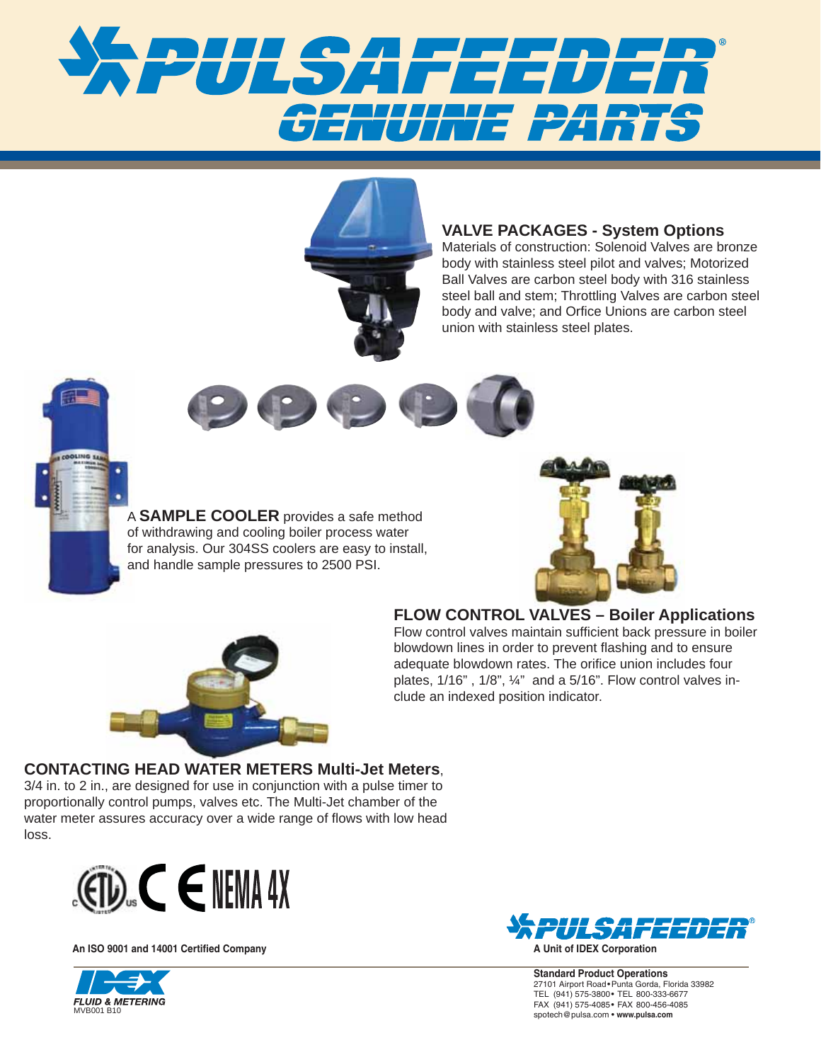# PULSAFEEDER® GENUINE PARTS

## VALVE PACKAGES - System Options

Materials of construction: Solenoid Valves are bronze body with stainless steel pilot and valves; Motorized Ball Valves are carbon steel body with 316 stainless steel ball and stem; Throttling Valves are carbon steel body and valve; and Ofice Unions are carbon steel union with stainless steel plates.

A **SAMPLE COOLER** provides a safe method of withdrawing and cooling boiler process water for analysis. Our 304SS coolers are easy to install, and handle sample pressures to 2500 PSI.

## FLOW CONTROL VALVES – Boiler Applications

Flow control valves maintain sufficient back pressure in boiler blowdown lines in order to prevent flashing and to ensure adequate blowdown rates. The orifice union includes four plates, 1/16" , 1/8", ¼" and a 5/16". Flow control valves include an indexed position indicator.

**CONTACTING HEAD WATER METERS Multi-Jet Meters**, 3/4 in. to 2 in., are designed for use in conjunction with a pulse timer to proportionally control pumps, valves etc. The Multi-Jet chamber of the water meter assures accuracy over a wide range of flows with low head loss.

ETL US CE NEMA 4X

**An ISO 9001 and 14001 Certified Company**

IDEX FLUID & METERING
MVB001 B10

PULSAFEEDER®
**A Unit of IDEX Corporation**

**Standard Product Operations**
27101 Airport Road • Punta Gorda, Florida 33982
TEL (941) 575-3800 • TEL 800-333-6677
FAX (941) 575-4085 • FAX 800-456-4085
spotech@pulsa.com • **www.pulsa.com**